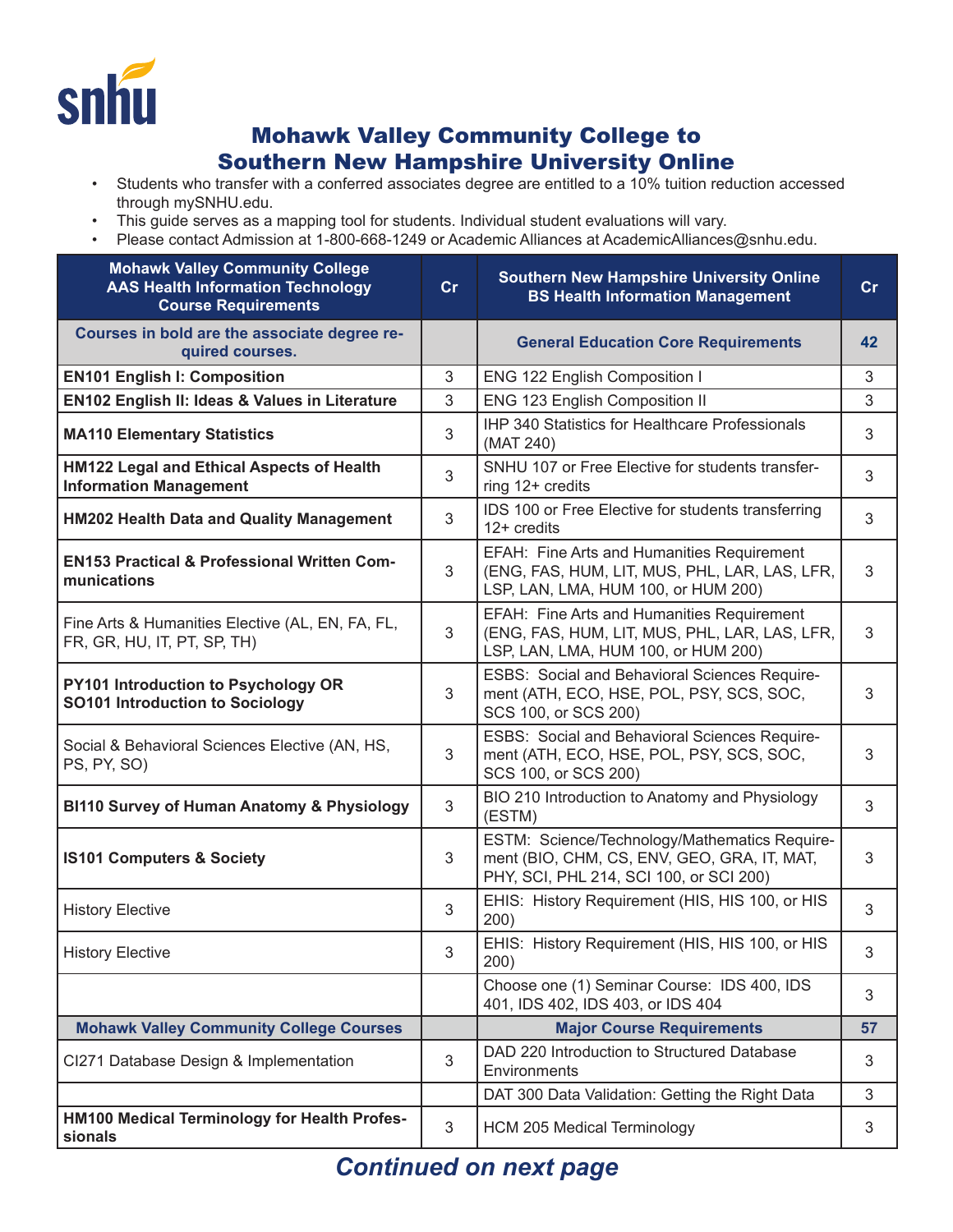# Mohawk Valley Community College to Southern New Hampshire University Online

- Students who transfer with a conferred associates degree are entitled to a 10% tuition reduction accessed through mySNHU.edu.
- This guide serves as a mapping tool for students. Individual student evaluations will vary.
- Please contact Admission at 1-800-668-1249 or Academic Alliances at AcademicAlliances@snhu.edu.

| Mohawk Valley Community College AAS Health Information Technology Course Requirements | Cr | Southern New Hampshire University Online BS Health Information Management | Cr |
|---|---|---|---|
| Courses in bold are the associate degree required courses. | | General Education Core Requirements | 42 |
| **EN101 English I: Composition** | 3 | ENG 122 English Composition I | 3 |
| **EN102 English II: Ideas & Values in Literature** | 3 | ENG 123 English Composition II | 3 |
| **MA110 Elementary Statistics** | 3 | IHP 340 Statistics for Healthcare Professionals (MAT 240) | 3 |
| **HM122 Legal and Ethical Aspects of Health Information Management** | 3 | SNHU 107 or Free Elective for students transferring 12+ credits | 3 |
| **HM202 Health Data and Quality Management** | 3 | IDS 100 or Free Elective for students transferring 12+ credits | 3 |
| **EN153 Practical & Professional Written Communications** | 3 | EFAH: Fine Arts and Humanities Requirement (ENG, FAS, HUM, LIT, MUS, PHL, LAR, LAS, LFR, LSP, LAN, LMA, HUM 100, or HUM 200) | 3 |
| Fine Arts & Humanities Elective (AL, EN, FA, FL, FR, GR, HU, IT, PT, SP, TH) | 3 | EFAH: Fine Arts and Humanities Requirement (ENG, FAS, HUM, LIT, MUS, PHL, LAR, LAS, LFR, LSP, LAN, LMA, HUM 100, or HUM 200) | 3 |
| **PY101 Introduction to Psychology OR SO101 Introduction to Sociology** | 3 | ESBS: Social and Behavioral Sciences Requirement (ATH, ECO, HSE, POL, PSY, SCS, SOC, SCS 100, or SCS 200) | 3 |
| Social & Behavioral Sciences Elective (AN, HS, PS, PY, SO) | 3 | ESBS: Social and Behavioral Sciences Requirement (ATH, ECO, HSE, POL, PSY, SCS, SOC, SCS 100, or SCS 200) | 3 |
| **BI110 Survey of Human Anatomy & Physiology** | 3 | BIO 210 Introduction to Anatomy and Physiology (ESTM) | 3 |
| **IS101 Computers & Society** | 3 | ESTM: Science/Technology/Mathematics Requirement (BIO, CHM, CS, ENV, GEO, GRA, IT, MAT, PHY, SCI, PHL 214, SCI 100, or SCI 200) | 3 |
| History Elective | 3 | EHIS: History Requirement (HIS, HIS 100, or HIS 200) | 3 |
| History Elective | 3 | EHIS: History Requirement (HIS, HIS 100, or HIS 200) | 3 |
| | | Choose one (1) Seminar Course: IDS 400, IDS 401, IDS 402, IDS 403, or IDS 404 | 3 |
| Mohawk Valley Community College Courses | | Major Course Requirements | 57 |
| CI271 Database Design & Implementation | 3 | DAD 220 Introduction to Structured Database Environments | 3 |
| | | DAT 300 Data Validation: Getting the Right Data | 3 |
| **HM100 Medical Terminology for Health Professionals** | 3 | HCM 205 Medical Terminology | 3 |

*Continued on next page*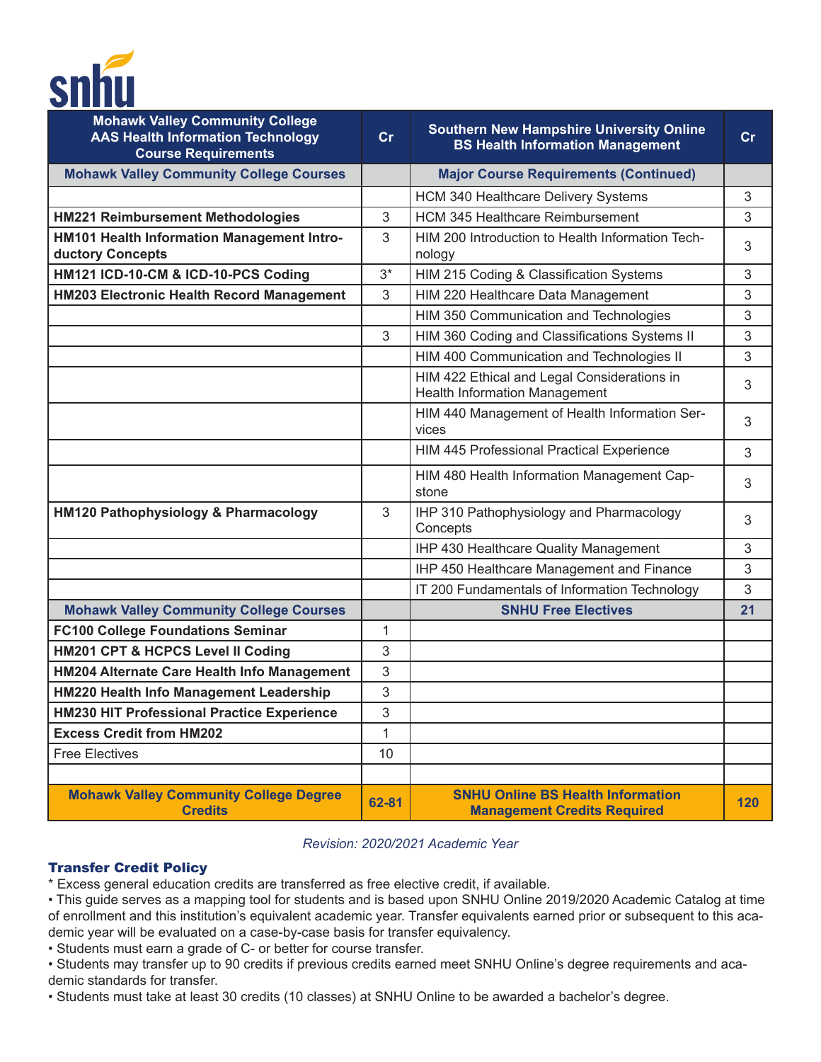snhu

| Mohawk Valley Community College AAS Health Information Technology Course Requirements | Cr | Southern New Hampshire University Online BS Health Information Management | Cr |
|---|---|---|---|
| **Mohawk Valley Community College Courses** | | **Major Course Requirements (Continued)** | |
| | | HCM 340 Healthcare Delivery Systems | 3 |
| **HM221 Reimbursement Methodologies** | 3 | HCM 345 Healthcare Reimbursement | 3 |
| **HM101 Health Information Management Introductory Concepts** | 3 | HIM 200 Introduction to Health Information Technology | 3 |
| **HM121 ICD-10-CM & ICD-10-PCS Coding** | 3* | HIM 215 Coding & Classification Systems | 3 |
| **HM203 Electronic Health Record Management** | 3 | HIM 220 Healthcare Data Management | 3 |
| | | HIM 350 Communication and Technologies | 3 |
| | 3 | HIM 360 Coding and Classifications Systems II | 3 |
| | | HIM 400 Communication and Technologies II | 3 |
| | | HIM 422 Ethical and Legal Considerations in Health Information Management | 3 |
| | | HIM 440 Management of Health Information Services | 3 |
| | | HIM 445 Professional Practical Experience | 3 |
| | | HIM 480 Health Information Management Capstone | 3 |
| **HM120 Pathophysiology & Pharmacology** | 3 | IHP 310 Pathophysiology and Pharmacology Concepts | 3 |
| | | IHP 430 Healthcare Quality Management | 3 |
| | | IHP 450 Healthcare Management and Finance | 3 |
| | | IT 200 Fundamentals of Information Technology | 3 |
| **Mohawk Valley Community College Courses** | | **SNHU Free Electives** | **21** |
| **FC100 College Foundations Seminar** | 1 | | |
| **HM201 CPT & HCPCS Level II Coding** | 3 | | |
| **HM204 Alternate Care Health Info Management** | 3 | | |
| **HM220 Health Info Management Leadership** | 3 | | |
| **HM230 HIT Professional Practice Experience** | 3 | | |
| **Excess Credit from HM202** | 1 | | |
| Free Electives | 10 | | |
| | | | |
| **Mohawk Valley Community College Degree Credits** | **62-81** | **SNHU Online BS Health Information Management Credits Required** | **120** |

*Revision: 2020/2021 Academic Year*

## Transfer Credit Policy

\* Excess general education credits are transferred as free elective credit, if available.

- This guide serves as a mapping tool for students and is based upon SNHU Online 2019/2020 Academic Catalog at time of enrollment and this institution's equivalent academic year. Transfer equivalents earned prior or subsequent to this academic year will be evaluated on a case-by-case basis for transfer equivalency.
- Students must earn a grade of C- or better for course transfer.
- Students may transfer up to 90 credits if previous credits earned meet SNHU Online's degree requirements and academic standards for transfer.
- Students must take at least 30 credits (10 classes) at SNHU Online to be awarded a bachelor's degree.